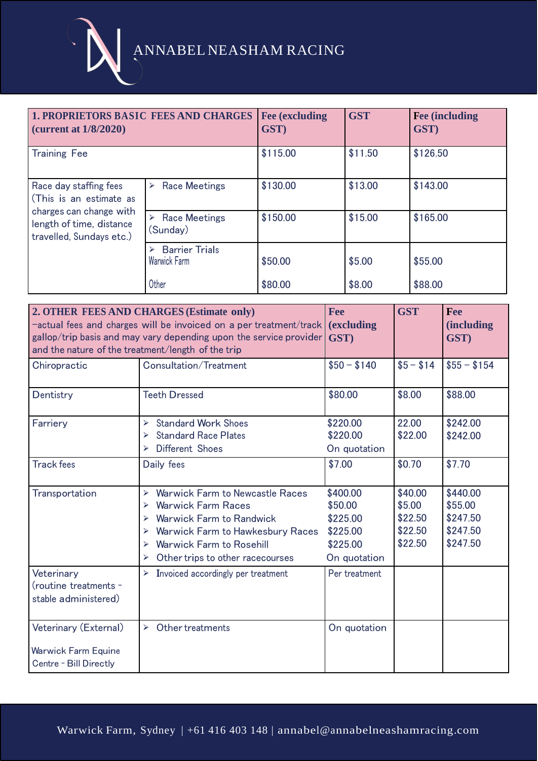# ANNABEL NEASHAM RACING

| 1. PROPRIETORS BASIC FEES AND CHARGES (current at 1/8/2020) | | Fee (excluding GST) | GST | Fee (including GST) |
|---|---|---|---|---|
| Training Fee | | $115.00 | $11.50 | $126.50 |
| Race day staffing fees (This is an estimate as charges can change with length of time, distance travelled, Sundays etc.) | ➢ Race Meetings | $130.00 | $13.00 | $143.00 |
| | ➢ Race Meetings (Sunday) | $150.00 | $15.00 | $165.00 |
| | ➢ Barrier Trials Warwick Farm | $50.00 | $5.00 | $55.00 |
| | Other | $80.00 | $8.00 | $88.00 |

| 2. OTHER FEES AND CHARGES (Estimate only) –actual fees and charges will be invoiced on a per treatment/track gallop/trip basis and may vary depending upon the service provider and the nature of the treatment/length of the trip | | Fee (excluding GST) | GST | Fee (including GST) |
|---|---|---|---|---|
| Chiropractic | Consultation/Treatment | $50 – $140 | $5 – $14 | $55 – $154 |
| Dentistry | Teeth Dressed | $80.00 | $8.00 | $88.00 |
| Farriery | ➢ Standard Work Shoes | $220.00 | 22.00 | $242.00 |
| | ➢ Standard Race Plates | $220.00 | $22.00 | $242.00 |
| | ➢ Different Shoes | On quotation | | |
| Track fees | Daily fees | $7.00 | $0.70 | $7.70 |
| Transportation | ➢ Warwick Farm to Newcastle Races | $400.00 | $40.00 | $440.00 |
| | ➢ Warwick Farm Races | $50.00 | $5.00 | $55.00 |
| | ➢ Warwick Farm to Randwick | $225.00 | $22.50 | $247.50 |
| | ➢ Warwick Farm to Hawkesbury Races | $225.00 | $22.50 | $247.50 |
| | ➢ Warwick Farm to Rosehill | $225.00 | $22.50 | $247.50 |
| | ➢ Other trips to other racecourses | On quotation | | |
| Veterinary (routine treatments - stable administered) | ➢ Invoiced accordingly per treatment | Per treatment | | |
| Veterinary (External) Warwick Farm Equine Centre - Bill Directly | ➢ Other treatments | On quotation | | |

Warwick Farm, Sydney | +61 416 403 148 | annabel@annabelneashamracing.com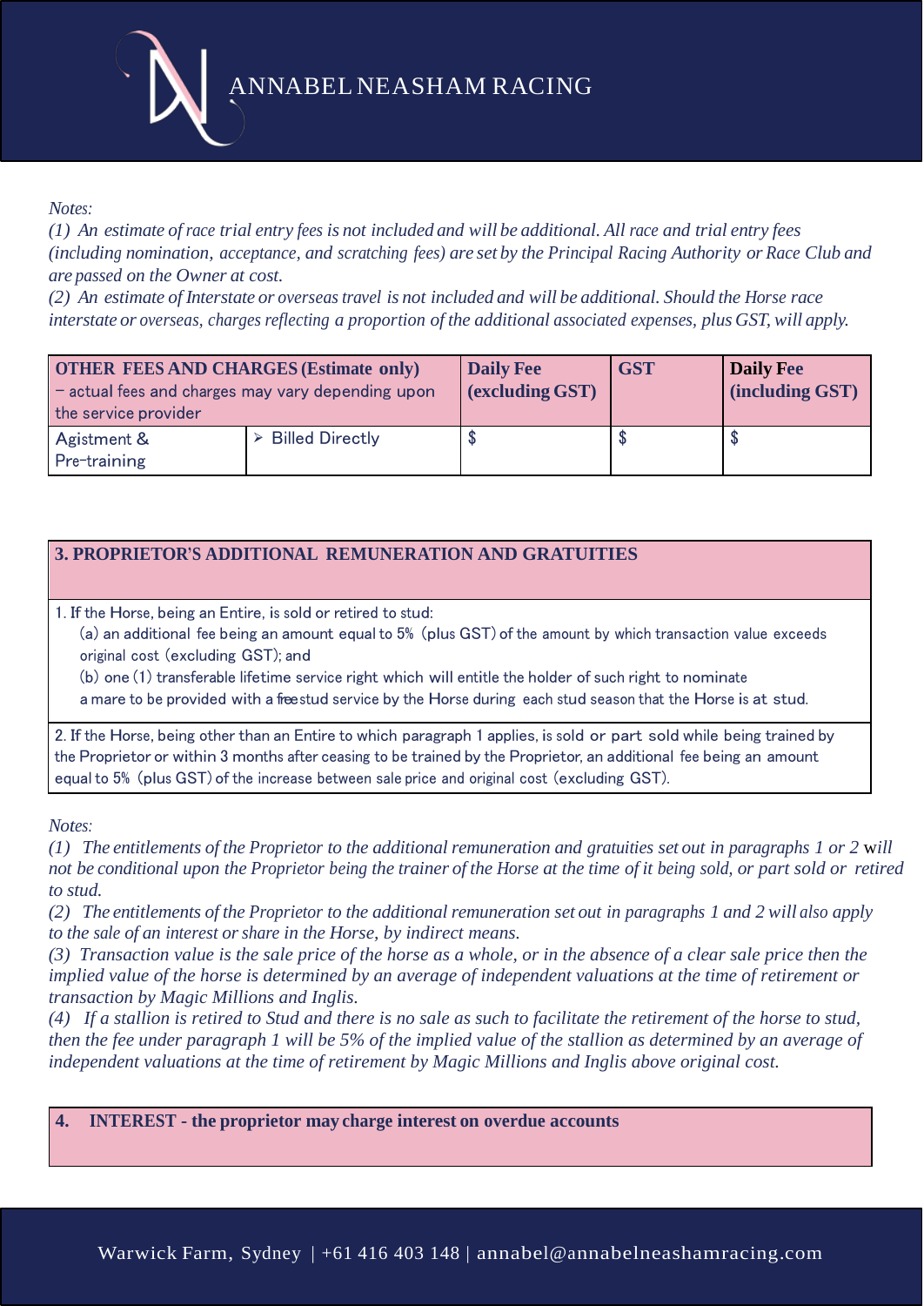*Notes:*

*(1) An estimate of race trial entry fees is not included and will be additional. All race and trial entry fees (including nomination, acceptance, and scratching fees) are set by the Principal Racing Authority or Race Club and are passed on the Owner at cost.*

*(2) An estimate of Interstate or overseas travel is not included and will be additional. Should the Horse race interstate or overseas, charges reflecting a proportion of the additional associated expenses, plus GST, will apply.*

| **OTHER FEES AND CHARGES (Estimate only)** – actual fees and charges may vary depending upon the service provider | | **Daily Fee (excluding GST)** | **GST** | **Daily Fee (including GST)** |
|---|---|---|---|---|
| Agistment & Pre-training | ➢ Billed Directly | $ | $ | $ |

| **3. PROPRIETOR'S ADDITIONAL REMUNERATION AND GRATUITIES** |
|---|
| 1. If the Horse, being an Entire, is sold or retired to stud:<br>(a) an additional fee being an amount equal to 5% (plus GST) of the amount by which transaction value exceeds original cost (excluding GST); and<br>(b) one (1) transferable lifetime service right which will entitle the holder of such right to nominate a mare to be provided with a free stud service by the Horse during each stud season that the Horse is at stud. |
| 2. If the Horse, being other than an Entire to which paragraph 1 applies, is sold or part sold while being trained by the Proprietor or within 3 months after ceasing to be trained by the Proprietor, an additional fee being an amount equal to 5% (plus GST) of the increase between sale price and original cost (excluding GST). |

*Notes:*

*(1) The entitlements of the Proprietor to the additional remuneration and gratuities set out in paragraphs 1 or 2* will *not be conditional upon the Proprietor being the trainer of the Horse at the time of it being sold, or part sold or retired to stud.*

*(2) The entitlements of the Proprietor to the additional remuneration set out in paragraphs 1 and 2 will also apply to the sale of an interest or share in the Horse, by indirect means.*

*(3) Transaction value is the sale price of the horse as a whole, or in the absence of a clear sale price then the implied value of the horse is determined by an average of independent valuations at the time of retirement or transaction by Magic Millions and Inglis.*

*(4) If a stallion is retired to Stud and there is no sale as such to facilitate the retirement of the horse to stud, then the fee under paragraph 1 will be 5% of the implied value of the stallion as determined by an average of independent valuations at the time of retirement by Magic Millions and Inglis above original cost.*

| **4. INTEREST - the proprietor may charge interest on overdue accounts** |
|---|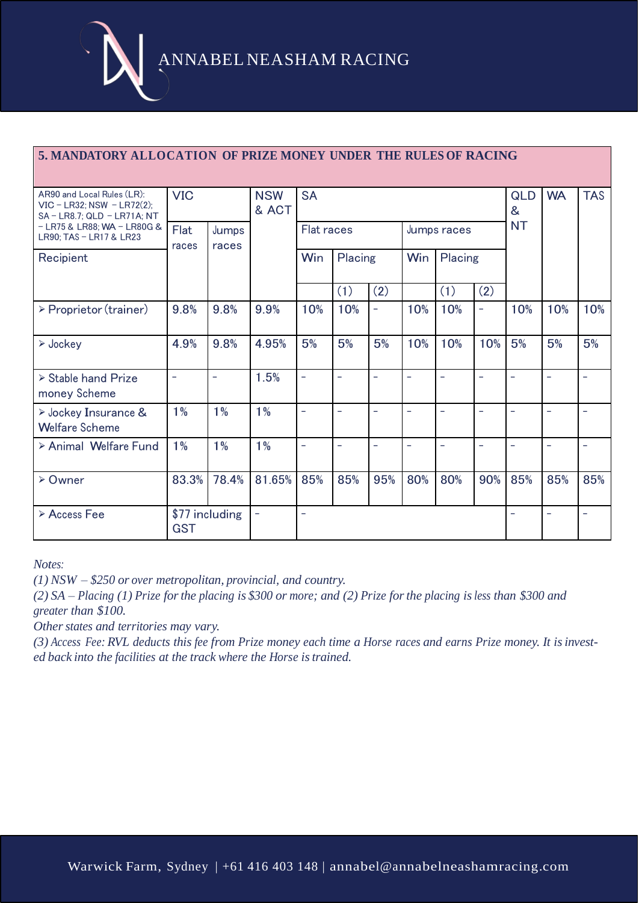## 5. MANDATORY ALLOCATION OF PRIZE MONEY UNDER THE RULES OF RACING

| AR90 and Local Rules (LR): VIC – LR32; NSW – LR72(2); SA – LR8.7; QLD – LR71A; NT – LR75 & LR88; WA – LR80G & LR90; TAS – LR17 & LR23 | VIC | | NSW & ACT | SA | | | | | | QLD & NT | WA | TAS |
|---|---|---|---|---|---|---|---|---|---|---|---|---|
| | Flat races | Jumps races | | Flat races | | | Jumps races | | | | | |
| Recipient | | | | Win | Placing | | Win | Placing | | | | |
| | | | | | (1) | (2) | | (1) | (2) | | | |
| ➢ Proprietor (trainer) | 9.8% | 9.8% | 9.9% | 10% | 10% | - | 10% | 10% | - | 10% | 10% | 10% |
| ➢ Jockey | 4.9% | 9.8% | 4.95% | 5% | 5% | 5% | 10% | 10% | 10% | 5% | 5% | 5% |
| ➢ Stable hand Prize money Scheme | - | - | 1.5% | - | - | - | - | - | - | - | - | - |
| ➢ Jockey Insurance & Welfare Scheme | 1% | 1% | 1% | - | - | - | - | - | - | - | - | - |
| ➢ Animal Welfare Fund | 1% | 1% | 1% | - | - | - | - | - | - | - | - | - |
| ➢ Owner | 83.3% | 78.4% | 81.65% | 85% | 85% | 95% | 80% | 80% | 90% | 85% | 85% | 85% |
| ➢ Access Fee | $77 including GST | | - | - | | | | | | - | - | - |

*Notes:*

*(1) NSW – $250 or over metropolitan, provincial, and country.*

*(2) SA – Placing (1) Prize for the placing is $300 or more; and (2) Prize for the placing is less than $300 and greater than $100.*

*Other states and territories may vary.*

*(3) Access Fee: RVL deducts this fee from Prize money each time a Horse races and earns Prize money. It is invested back into the facilities at the track where the Horse is trained.*